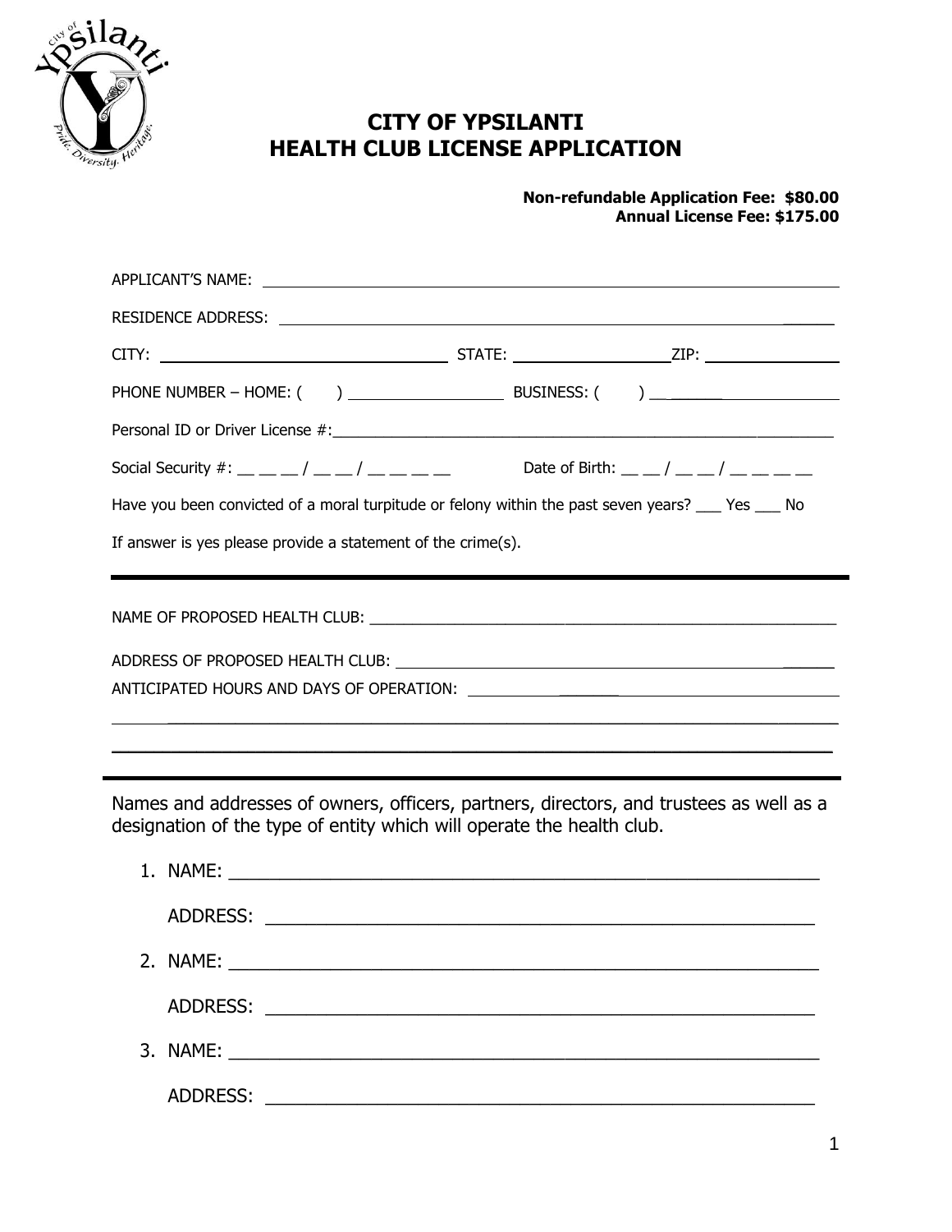# CITY OF YPSILANTI
# HEALTH CLUB LICENSE APPLICATION

**Non-refundable Application Fee: $80.00**
**Annual License Fee: $175.00**

APPLICANT'S NAME: ______________________________________________

RESIDENCE ADDRESS: ______________________________________________

CITY: ____________________ STATE: ____________ ZIP: ____________

PHONE NUMBER – HOME: ( ) ____________ BUSINESS: ( ) ____________

Personal ID or Driver License #: ______________________________________________

Social Security #: __ __ __ / __ __ / __ __ __ __ Date of Birth: __ __ / __ __ / __ __ __ __

Have you been convicted of a moral turpitude or felony within the past seven years? ___ Yes ___ No

If answer is yes please provide a statement of the crime(s).

---

NAME OF PROPOSED HEALTH CLUB: ______________________________________________

ADDRESS OF PROPOSED HEALTH CLUB: ______________________________________________

ANTICIPATED HOURS AND DAYS OF OPERATION: ______________________________________________

______________________________________________

______________________________________________

---

Names and addresses of owners, officers, partners, directors, and trustees as well as a designation of the type of entity which will operate the health club.

1. NAME: ______________________________________________

   ADDRESS: ______________________________________________

2. NAME: ______________________________________________

   ADDRESS: ______________________________________________

3. NAME: ______________________________________________

   ADDRESS: ______________________________________________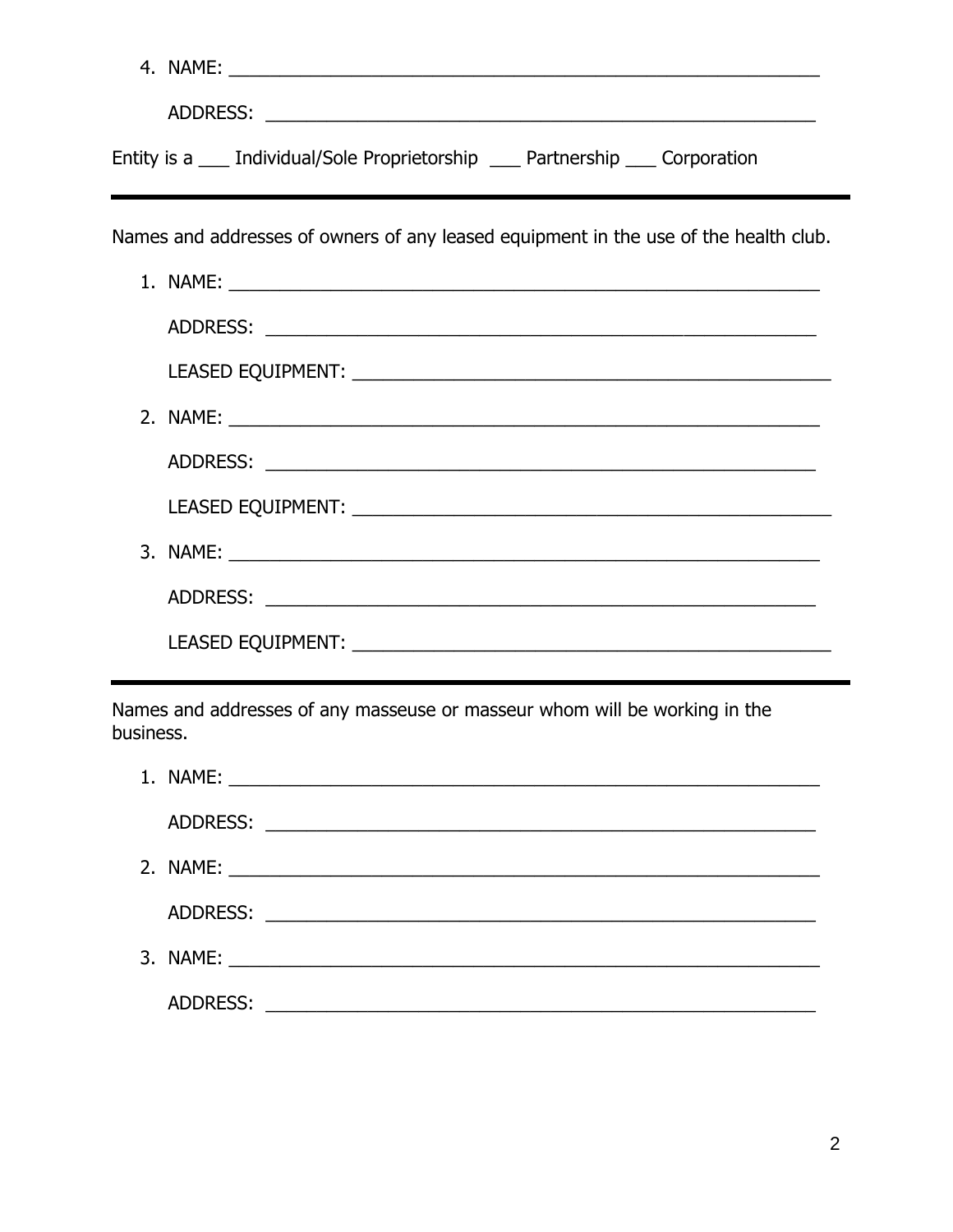4. NAME: ____________________________________________________________

   ADDRESS: ________________________________________________________

Entity is a ___ Individual/Sole Proprietorship ___ Partnership ___ Corporation

---

Names and addresses of owners of any leased equipment in the use of the health club.

1. NAME: ____________________________________________________________

   ADDRESS: ________________________________________________________

   LEASED EQUIPMENT: ________________________________________________

2. NAME: ____________________________________________________________

   ADDRESS: ________________________________________________________

   LEASED EQUIPMENT: ________________________________________________

3. NAME: ____________________________________________________________

   ADDRESS: ________________________________________________________

   LEASED EQUIPMENT: ________________________________________________

---

Names and addresses of any masseuse or masseur whom will be working in the business.

1. NAME: ____________________________________________________________

   ADDRESS: ________________________________________________________

2. NAME: ____________________________________________________________

   ADDRESS: ________________________________________________________

3. NAME: ____________________________________________________________

   ADDRESS: ________________________________________________________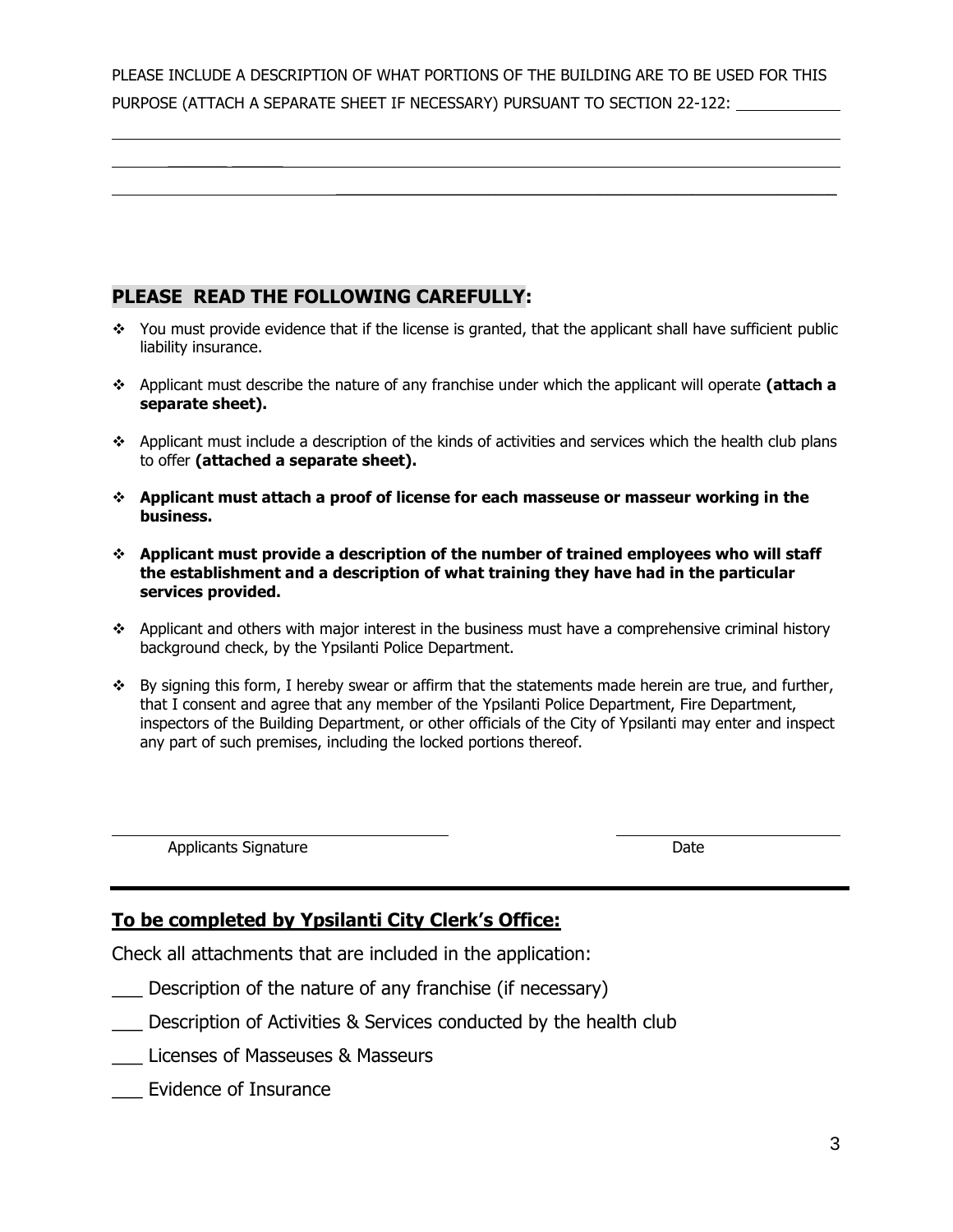PLEASE INCLUDE A DESCRIPTION OF WHAT PORTIONS OF THE BUILDING ARE TO BE USED FOR THIS PURPOSE (ATTACH A SEPARATE SHEET IF NECESSARY) PURSUANT TO SECTION 22-122: ____________

______________________________________________________________________________

______________________________________________________________________________

______________________________________________________________________________

## PLEASE READ THE FOLLOWING CAREFULLY:

- You must provide evidence that if the license is granted, that the applicant shall have sufficient public liability insurance.
- Applicant must describe the nature of any franchise under which the applicant will operate **(attach a separate sheet).**
- Applicant must include a description of the kinds of activities and services which the health club plans to offer **(attached a separate sheet).**
- **Applicant must attach a proof of license for each masseuse or masseur working in the business.**
- **Applicant must provide a description of the number of trained employees who will staff the establishment and a description of what training they have had in the particular services provided.**
- Applicant and others with major interest in the business must have a comprehensive criminal history background check, by the Ypsilanti Police Department.
- By signing this form, I hereby swear or affirm that the statements made herein are true, and further, that I consent and agree that any member of the Ypsilanti Police Department, Fire Department, inspectors of the Building Department, or other officials of the City of Ypsilanti may enter and inspect any part of such premises, including the locked portions thereof.

______________________________ ______________

Applicants Signature Date

---

## To be completed by Ypsilanti City Clerk's Office:

Check all attachments that are included in the application:

___ Description of the nature of any franchise (if necessary)

___ Description of Activities & Services conducted by the health club

___ Licenses of Masseuses & Masseurs

___ Evidence of Insurance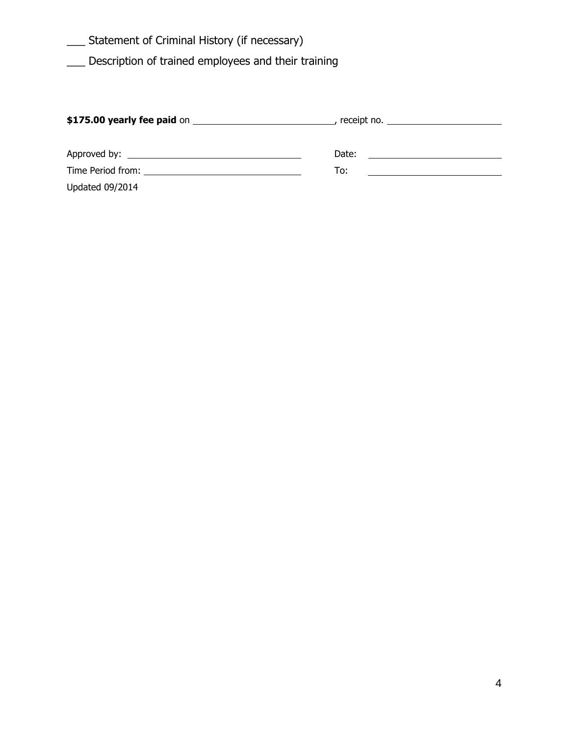___ Statement of Criminal History (if necessary)

___ Description of trained employees and their training

**$175.00 yearly fee paid** on ____________________________, receipt no. ________________________

Approved by: ________________________________ Date: ____________________________

Time Period from: ____________________________ To: ____________________________

Updated 09/2014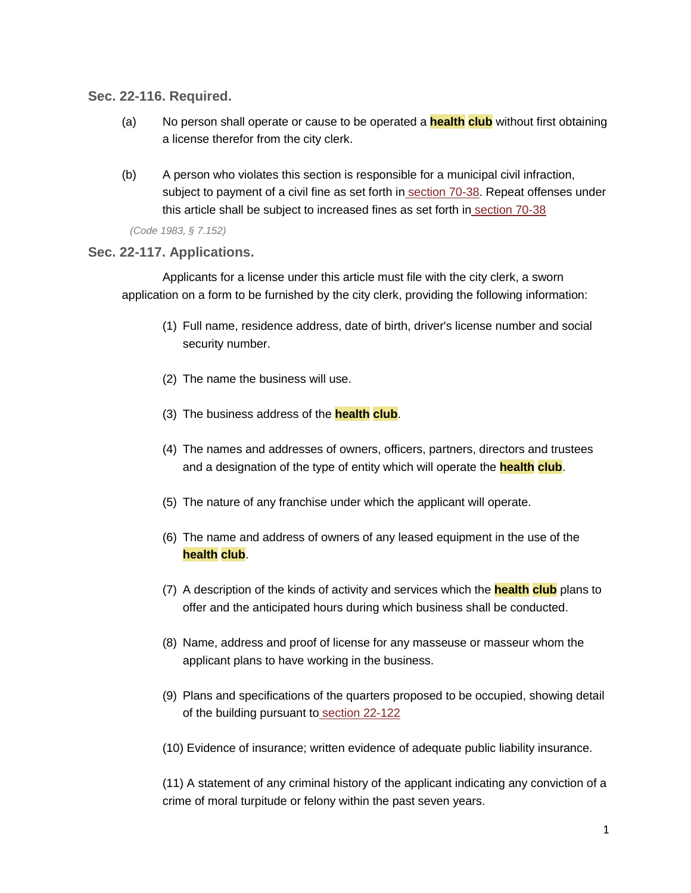### Sec. 22-116. Required.

(a) No person shall operate or cause to be operated a **health club** without first obtaining a license therefor from the city clerk.

(b) A person who violates this section is responsible for a municipal civil infraction, subject to payment of a civil fine as set forth in section 70-38. Repeat offenses under this article shall be subject to increased fines as set forth in section 70-38

*(Code 1983, § 7.152)*

### Sec. 22-117. Applications.

Applicants for a license under this article must file with the city clerk, a sworn application on a form to be furnished by the city clerk, providing the following information:

(1) Full name, residence address, date of birth, driver's license number and social security number.

(2) The name the business will use.

(3) The business address of the **health club**.

(4) The names and addresses of owners, officers, partners, directors and trustees and a designation of the type of entity which will operate the **health club**.

(5) The nature of any franchise under which the applicant will operate.

(6) The name and address of owners of any leased equipment in the use of the **health club**.

(7) A description of the kinds of activity and services which the **health club** plans to offer and the anticipated hours during which business shall be conducted.

(8) Name, address and proof of license for any masseuse or masseur whom the applicant plans to have working in the business.

(9) Plans and specifications of the quarters proposed to be occupied, showing detail of the building pursuant to section 22-122

(10) Evidence of insurance; written evidence of adequate public liability insurance.

(11) A statement of any criminal history of the applicant indicating any conviction of a crime of moral turpitude or felony within the past seven years.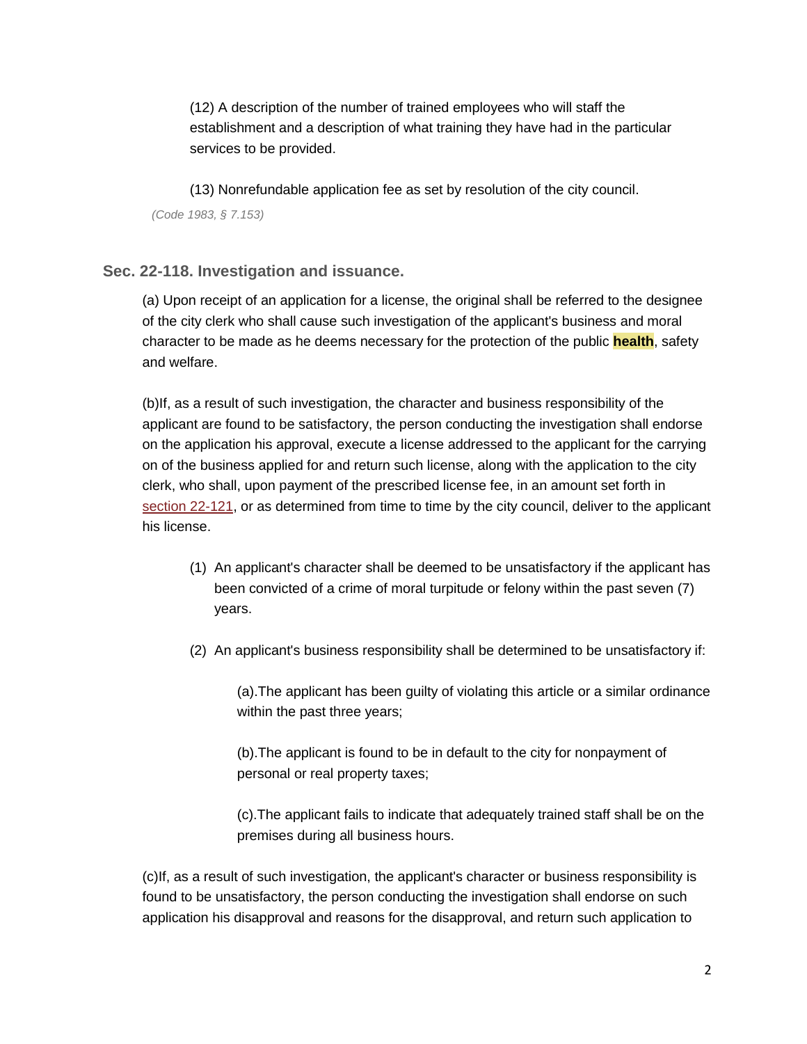(12) A description of the number of trained employees who will staff the establishment and a description of what training they have had in the particular services to be provided.

(13) Nonrefundable application fee as set by resolution of the city council.

*(Code 1983, § 7.153)*

### Sec. 22-118. Investigation and issuance.

(a) Upon receipt of an application for a license, the original shall be referred to the designee of the city clerk who shall cause such investigation of the applicant's business and moral character to be made as he deems necessary for the protection of the public **health**, safety and welfare.

(b)If, as a result of such investigation, the character and business responsibility of the applicant are found to be satisfactory, the person conducting the investigation shall endorse on the application his approval, execute a license addressed to the applicant for the carrying on of the business applied for and return such license, along with the application to the city clerk, who shall, upon payment of the prescribed license fee, in an amount set forth in section 22-121, or as determined from time to time by the city council, deliver to the applicant his license.

1. An applicant's character shall be deemed to be unsatisfactory if the applicant has been convicted of a crime of moral turpitude or felony within the past seven (7) years.
2. An applicant's business responsibility shall be determined to be unsatisfactory if:

    (a).The applicant has been guilty of violating this article or a similar ordinance within the past three years;

    (b).The applicant is found to be in default to the city for nonpayment of personal or real property taxes;

    (c).The applicant fails to indicate that adequately trained staff shall be on the premises during all business hours.

(c)If, as a result of such investigation, the applicant's character or business responsibility is found to be unsatisfactory, the person conducting the investigation shall endorse on such application his disapproval and reasons for the disapproval, and return such application to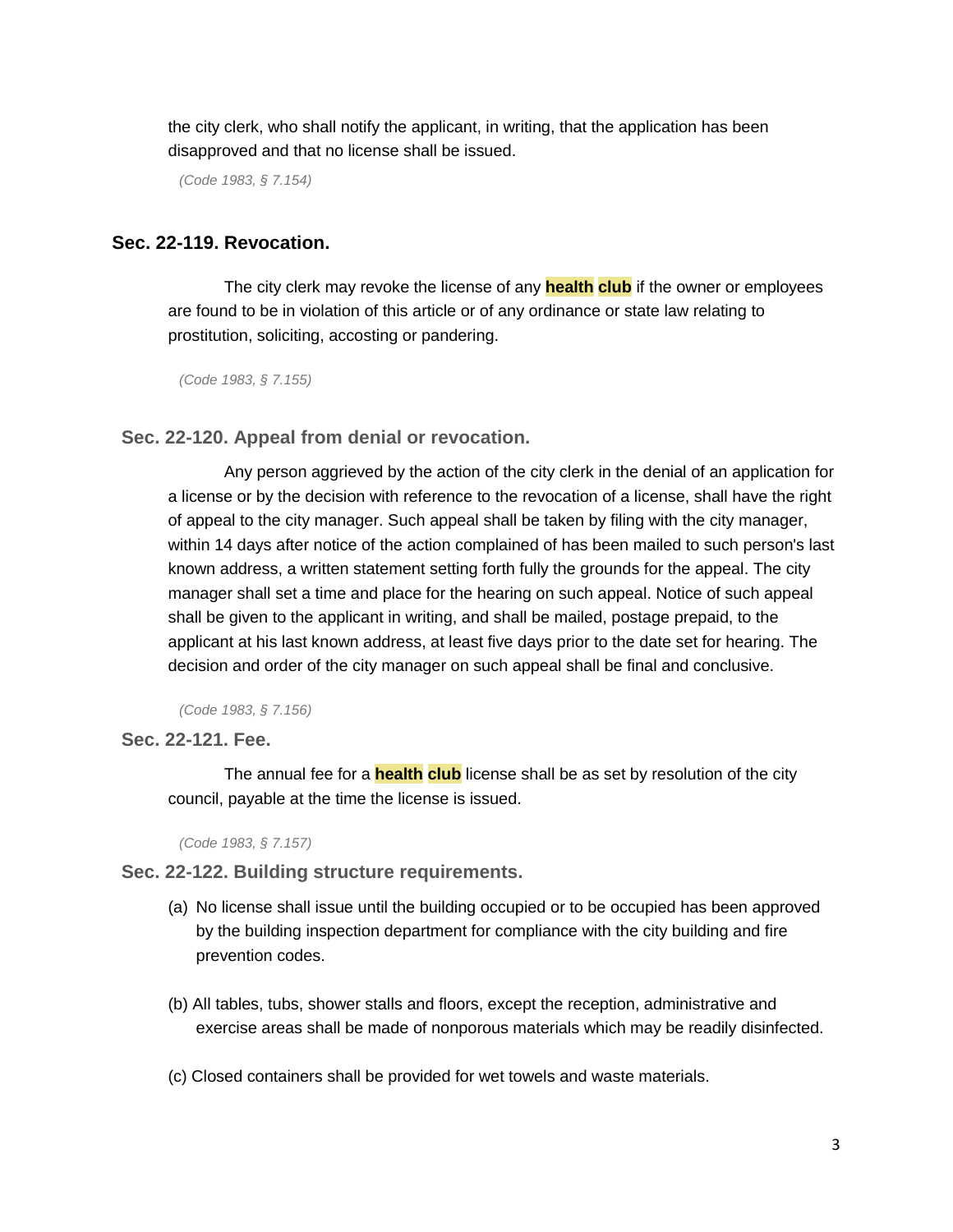the city clerk, who shall notify the applicant, in writing, that the application has been disapproved and that no license shall be issued.

*(Code 1983, § 7.154)*

## Sec. 22-119. Revocation.

The city clerk may revoke the license of any **health club** if the owner or employees are found to be in violation of this article or of any ordinance or state law relating to prostitution, soliciting, accosting or pandering.

*(Code 1983, § 7.155)*

## Sec. 22-120. Appeal from denial or revocation.

Any person aggrieved by the action of the city clerk in the denial of an application for a license or by the decision with reference to the revocation of a license, shall have the right of appeal to the city manager. Such appeal shall be taken by filing with the city manager, within 14 days after notice of the action complained of has been mailed to such person's last known address, a written statement setting forth fully the grounds for the appeal. The city manager shall set a time and place for the hearing on such appeal. Notice of such appeal shall be given to the applicant in writing, and shall be mailed, postage prepaid, to the applicant at his last known address, at least five days prior to the date set for hearing. The decision and order of the city manager on such appeal shall be final and conclusive.

*(Code 1983, § 7.156)*

## Sec. 22-121. Fee.

The annual fee for a **health club** license shall be as set by resolution of the city council, payable at the time the license is issued.

*(Code 1983, § 7.157)*

## Sec. 22-122. Building structure requirements.

(a) No license shall issue until the building occupied or to be occupied has been approved by the building inspection department for compliance with the city building and fire prevention codes.

(b) All tables, tubs, shower stalls and floors, except the reception, administrative and exercise areas shall be made of nonporous materials which may be readily disinfected.

(c) Closed containers shall be provided for wet towels and waste materials.